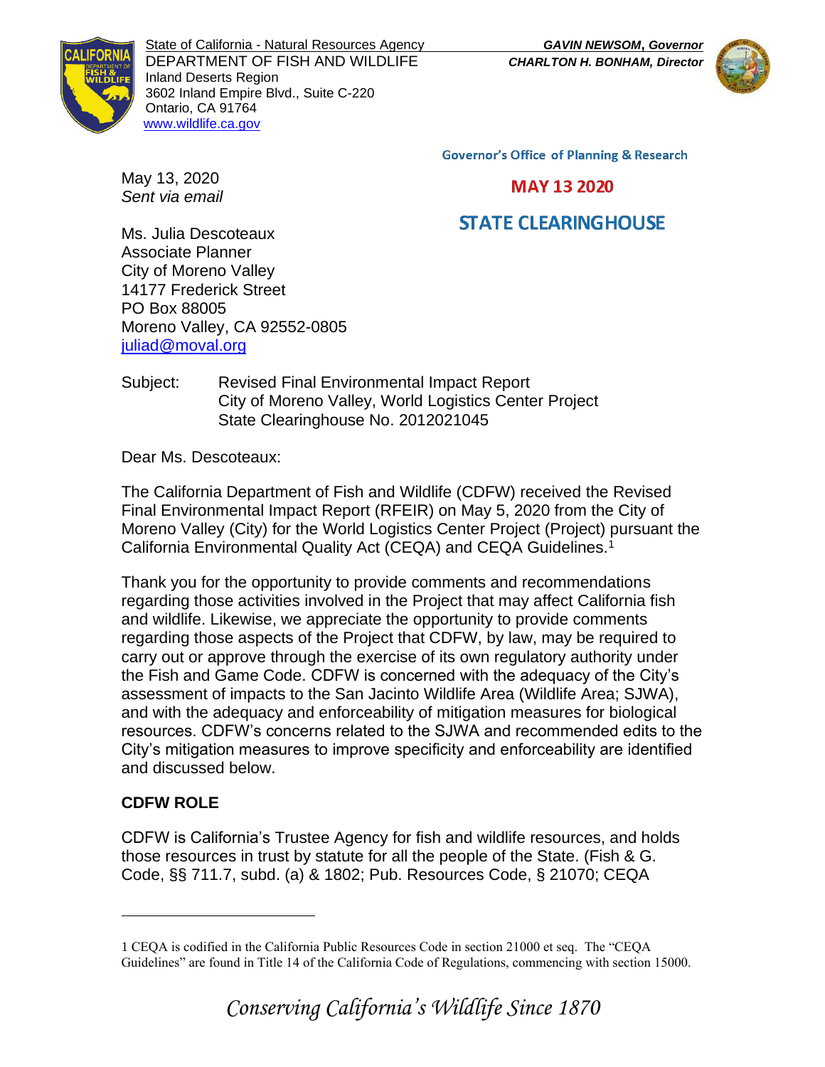State of California - Natural Resources Agency
DEPARTMENT OF FISH AND WILDLIFE
Inland Deserts Region
3602 Inland Empire Blvd., Suite C-220
Ontario, CA 91764
www.wildlife.ca.gov

***GAVIN NEWSOM*, *Governor***
***CHARLTON H. BONHAM*, *Director***

Governor's Office of Planning & Research

MAY 13 2020

STATE CLEARINGHOUSE

May 13, 2020
*Sent via email*

Ms. Julia Descoteaux
Associate Planner
City of Moreno Valley
14177 Frederick Street
PO Box 88005
Moreno Valley, CA 92552-0805
juliad@moval.org

Subject: Revised Final Environmental Impact Report
City of Moreno Valley, World Logistics Center Project
State Clearinghouse No. 2012021045

Dear Ms. Descoteaux:

The California Department of Fish and Wildlife (CDFW) received the Revised Final Environmental Impact Report (RFEIR) on May 5, 2020 from the City of Moreno Valley (City) for the World Logistics Center Project (Project) pursuant the California Environmental Quality Act (CEQA) and CEQA Guidelines.[1]

Thank you for the opportunity to provide comments and recommendations regarding those activities involved in the Project that may affect California fish and wildlife. Likewise, we appreciate the opportunity to provide comments regarding those aspects of the Project that CDFW, by law, may be required to carry out or approve through the exercise of its own regulatory authority under the Fish and Game Code. CDFW is concerned with the adequacy of the City's assessment of impacts to the San Jacinto Wildlife Area (Wildlife Area; SJWA), and with the adequacy and enforceability of mitigation measures for biological resources. CDFW's concerns related to the SJWA and recommended edits to the City's mitigation measures to improve specificity and enforceability are identified and discussed below.

**CDFW ROLE**

CDFW is California's Trustee Agency for fish and wildlife resources, and holds those resources in trust by statute for all the people of the State. (Fish & G. Code, §§ 711.7, subd. (a) & 1802; Pub. Resources Code, § 21070; CEQA

---

1 CEQA is codified in the California Public Resources Code in section 21000 et seq. The "CEQA Guidelines" are found in Title 14 of the California Code of Regulations, commencing with section 15000.

*Conserving California's Wildlife Since 1870*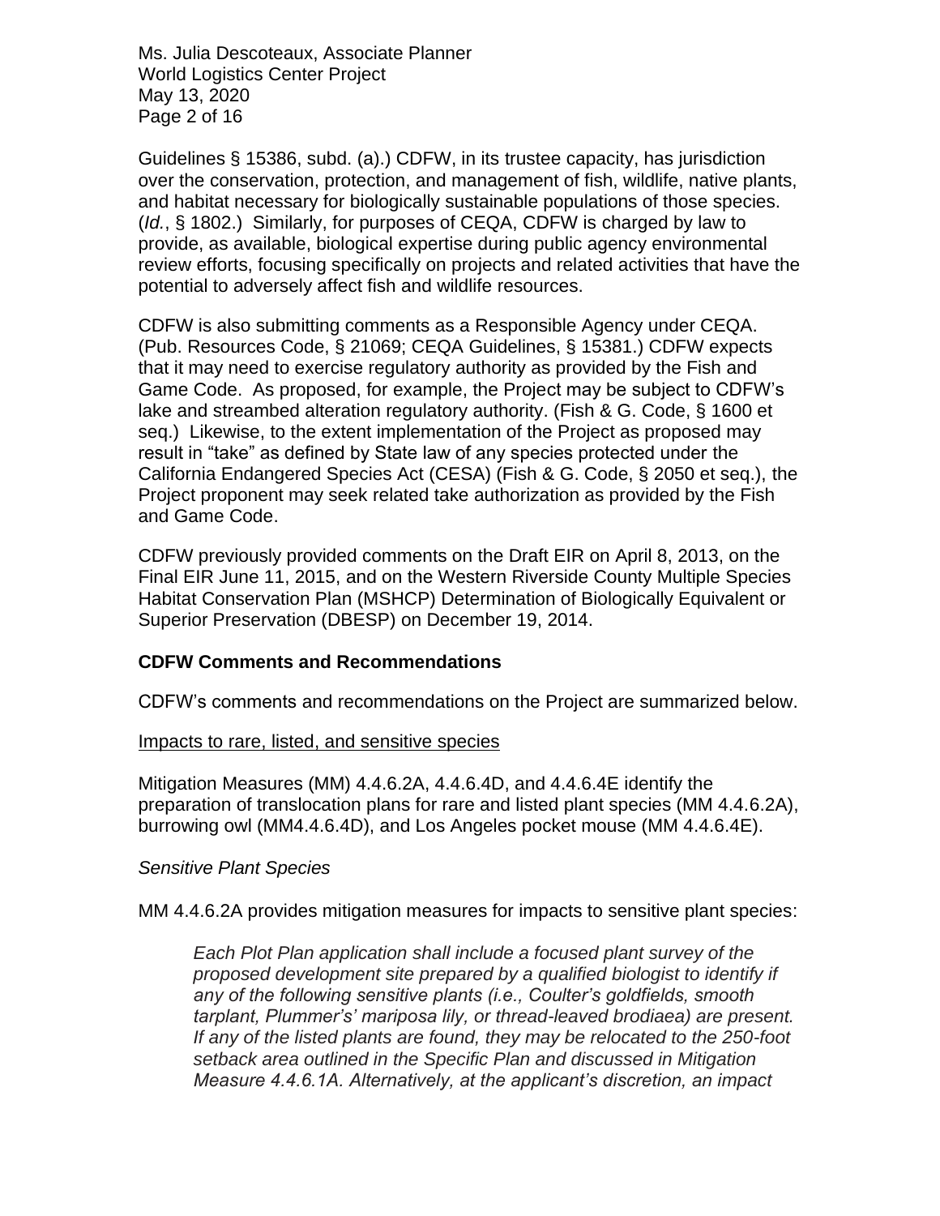Guidelines § 15386, subd. (a).) CDFW, in its trustee capacity, has jurisdiction over the conservation, protection, and management of fish, wildlife, native plants, and habitat necessary for biologically sustainable populations of those species. (*Id.*, § 1802.) Similarly, for purposes of CEQA, CDFW is charged by law to provide, as available, biological expertise during public agency environmental review efforts, focusing specifically on projects and related activities that have the potential to adversely affect fish and wildlife resources.

CDFW is also submitting comments as a Responsible Agency under CEQA. (Pub. Resources Code, § 21069; CEQA Guidelines, § 15381.) CDFW expects that it may need to exercise regulatory authority as provided by the Fish and Game Code. As proposed, for example, the Project may be subject to CDFW's lake and streambed alteration regulatory authority. (Fish & G. Code, § 1600 et seq.) Likewise, to the extent implementation of the Project as proposed may result in "take" as defined by State law of any species protected under the California Endangered Species Act (CESA) (Fish & G. Code, § 2050 et seq.), the Project proponent may seek related take authorization as provided by the Fish and Game Code.

CDFW previously provided comments on the Draft EIR on April 8, 2013, on the Final EIR June 11, 2015, and on the Western Riverside County Multiple Species Habitat Conservation Plan (MSHCP) Determination of Biologically Equivalent or Superior Preservation (DBESP) on December 19, 2014.

## CDFW Comments and Recommendations

CDFW's comments and recommendations on the Project are summarized below.

Impacts to rare, listed, and sensitive species

Mitigation Measures (MM) 4.4.6.2A, 4.4.6.4D, and 4.4.6.4E identify the preparation of translocation plans for rare and listed plant species (MM 4.4.6.2A), burrowing owl (MM4.4.6.4D), and Los Angeles pocket mouse (MM 4.4.6.4E).

*Sensitive Plant Species*

MM 4.4.6.2A provides mitigation measures for impacts to sensitive plant species:

> *Each Plot Plan application shall include a focused plant survey of the proposed development site prepared by a qualified biologist to identify if any of the following sensitive plants (i.e., Coulter's goldfields, smooth tarplant, Plummer's' mariposa lily, or thread-leaved brodiaea) are present. If any of the listed plants are found, they may be relocated to the 250-foot setback area outlined in the Specific Plan and discussed in Mitigation Measure 4.4.6.1A. Alternatively, at the applicant's discretion, an impact*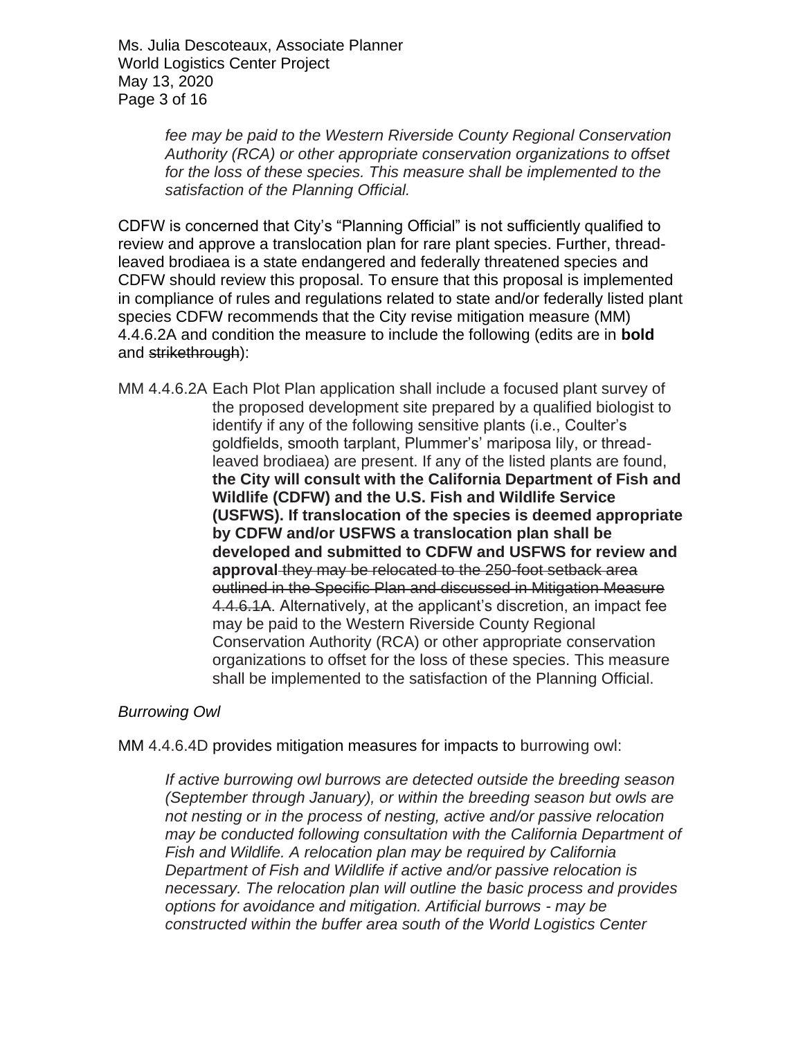*fee may be paid to the Western Riverside County Regional Conservation Authority (RCA) or other appropriate conservation organizations to offset for the loss of these species. This measure shall be implemented to the satisfaction of the Planning Official.*

CDFW is concerned that City's "Planning Official" is not sufficiently qualified to review and approve a translocation plan for rare plant species. Further, thread-leaved brodiaea is a state endangered and federally threatened species and CDFW should review this proposal. To ensure that this proposal is implemented in compliance of rules and regulations related to state and/or federally listed plant species CDFW recommends that the City revise mitigation measure (MM) 4.4.6.2A and condition the measure to include the following (edits are in **bold** and ~~strikethrough~~):

MM 4.4.6.2A Each Plot Plan application shall include a focused plant survey of the proposed development site prepared by a qualified biologist to identify if any of the following sensitive plants (i.e., Coulter's goldfields, smooth tarplant, Plummer's' mariposa lily, or thread-leaved brodiaea) are present. If any of the listed plants are found, **the City will consult with the California Department of Fish and Wildlife (CDFW) and the U.S. Fish and Wildlife Service (USFWS). If translocation of the species is deemed appropriate by CDFW and/or USFWS a translocation plan shall be developed and submitted to CDFW and USFWS for review and approval** ~~they may be relocated to the 250-foot setback area outlined in the Specific Plan and discussed in Mitigation Measure 4.4.6.1A~~. Alternatively, at the applicant's discretion, an impact fee may be paid to the Western Riverside County Regional Conservation Authority (RCA) or other appropriate conservation organizations to offset for the loss of these species. This measure shall be implemented to the satisfaction of the Planning Official.

*Burrowing Owl*

MM 4.4.6.4D provides mitigation measures for impacts to burrowing owl:

*If active burrowing owl burrows are detected outside the breeding season (September through January), or within the breeding season but owls are not nesting or in the process of nesting, active and/or passive relocation may be conducted following consultation with the California Department of Fish and Wildlife. A relocation plan may be required by California Department of Fish and Wildlife if active and/or passive relocation is necessary. The relocation plan will outline the basic process and provides options for avoidance and mitigation. Artificial burrows - may be constructed within the buffer area south of the World Logistics Center*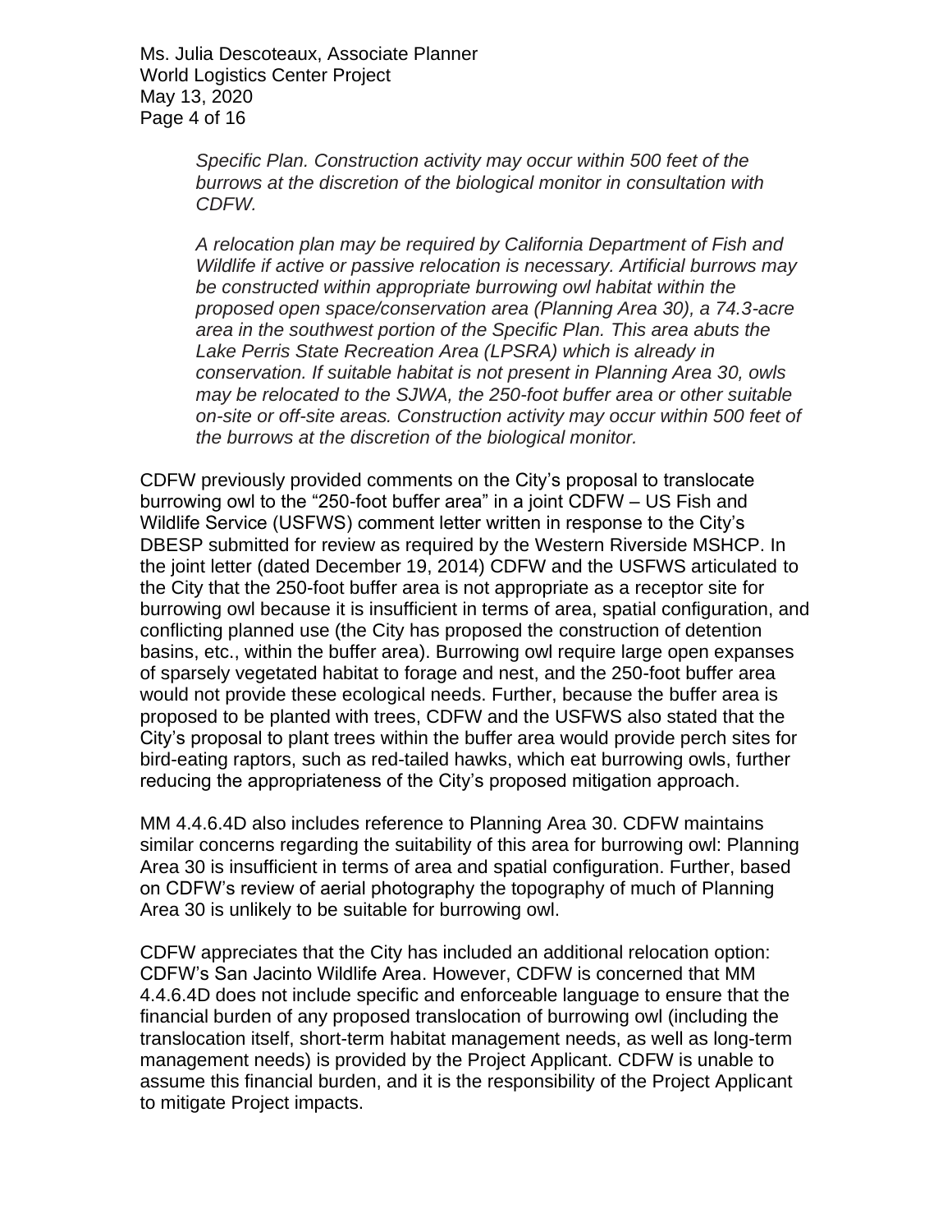*Specific Plan. Construction activity may occur within 500 feet of the burrows at the discretion of the biological monitor in consultation with CDFW.*

*A relocation plan may be required by California Department of Fish and Wildlife if active or passive relocation is necessary. Artificial burrows may be constructed within appropriate burrowing owl habitat within the proposed open space/conservation area (Planning Area 30), a 74.3-acre area in the southwest portion of the Specific Plan. This area abuts the Lake Perris State Recreation Area (LPSRA) which is already in conservation. If suitable habitat is not present in Planning Area 30, owls may be relocated to the SJWA, the 250-foot buffer area or other suitable on-site or off-site areas. Construction activity may occur within 500 feet of the burrows at the discretion of the biological monitor.*

CDFW previously provided comments on the City's proposal to translocate burrowing owl to the "250-foot buffer area" in a joint CDFW – US Fish and Wildlife Service (USFWS) comment letter written in response to the City's DBESP submitted for review as required by the Western Riverside MSHCP. In the joint letter (dated December 19, 2014) CDFW and the USFWS articulated to the City that the 250-foot buffer area is not appropriate as a receptor site for burrowing owl because it is insufficient in terms of area, spatial configuration, and conflicting planned use (the City has proposed the construction of detention basins, etc., within the buffer area). Burrowing owl require large open expanses of sparsely vegetated habitat to forage and nest, and the 250-foot buffer area would not provide these ecological needs. Further, because the buffer area is proposed to be planted with trees, CDFW and the USFWS also stated that the City's proposal to plant trees within the buffer area would provide perch sites for bird-eating raptors, such as red-tailed hawks, which eat burrowing owls, further reducing the appropriateness of the City's proposed mitigation approach.

MM 4.4.6.4D also includes reference to Planning Area 30. CDFW maintains similar concerns regarding the suitability of this area for burrowing owl: Planning Area 30 is insufficient in terms of area and spatial configuration. Further, based on CDFW's review of aerial photography the topography of much of Planning Area 30 is unlikely to be suitable for burrowing owl.

CDFW appreciates that the City has included an additional relocation option: CDFW's San Jacinto Wildlife Area. However, CDFW is concerned that MM 4.4.6.4D does not include specific and enforceable language to ensure that the financial burden of any proposed translocation of burrowing owl (including the translocation itself, short-term habitat management needs, as well as long-term management needs) is provided by the Project Applicant. CDFW is unable to assume this financial burden, and it is the responsibility of the Project Applicant to mitigate Project impacts.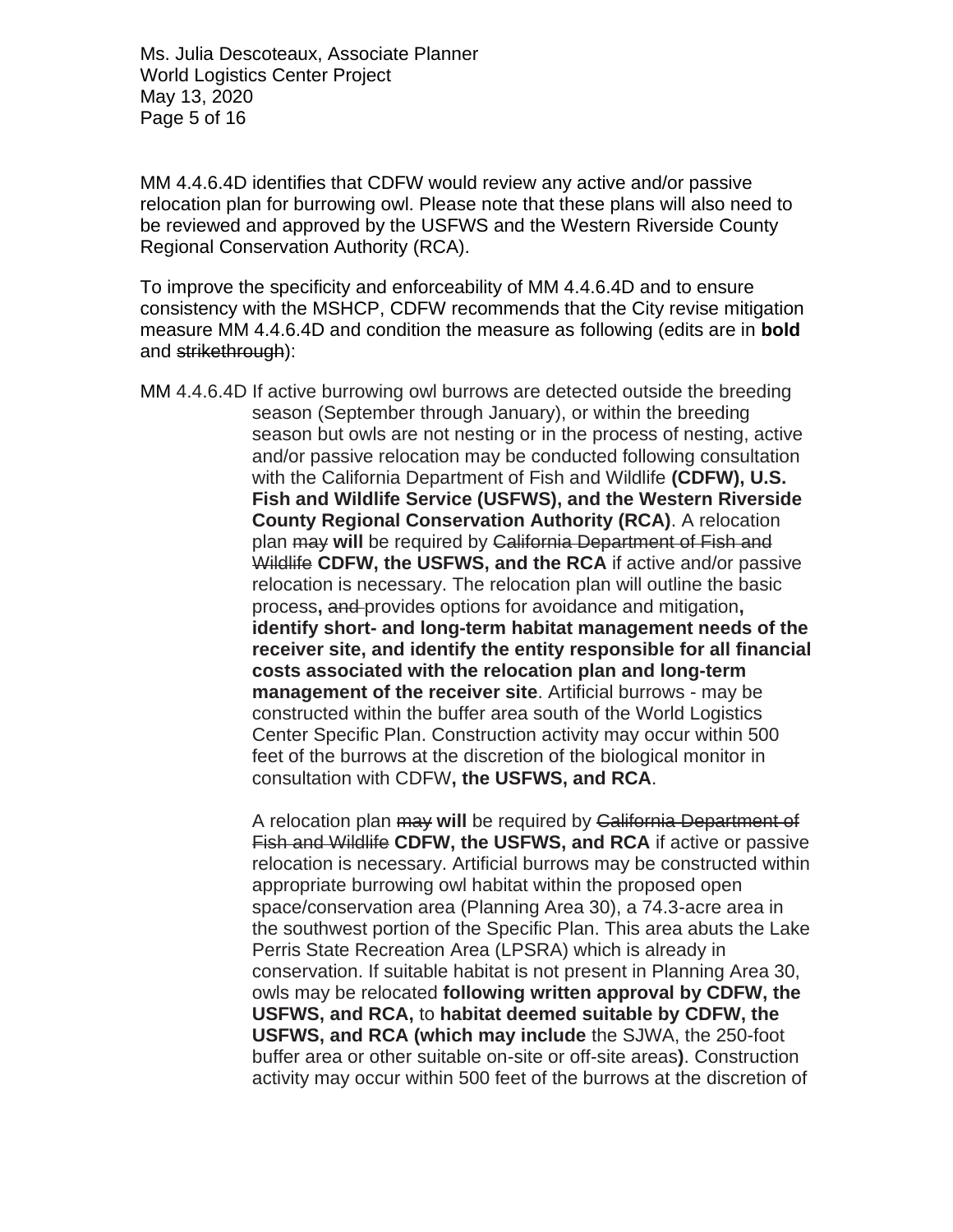MM 4.4.6.4D identifies that CDFW would review any active and/or passive relocation plan for burrowing owl. Please note that these plans will also need to be reviewed and approved by the USFWS and the Western Riverside County Regional Conservation Authority (RCA).

To improve the specificity and enforceability of MM 4.4.6.4D and to ensure consistency with the MSHCP, CDFW recommends that the City revise mitigation measure MM 4.4.6.4D and condition the measure as following (edits are in **bold** and ~~strikethrough~~):

MM 4.4.6.4D If active burrowing owl burrows are detected outside the breeding season (September through January), or within the breeding season but owls are not nesting or in the process of nesting, active and/or passive relocation may be conducted following consultation with the California Department of Fish and Wildlife **(CDFW), U.S. Fish and Wildlife Service (USFWS), and the Western Riverside County Regional Conservation Authority (RCA)**. A relocation plan ~~may~~ **will** be required by ~~California Department of Fish and Wildlife~~ **CDFW, the USFWS, and the RCA** if active and/or passive relocation is necessary. The relocation plan will outline the basic process**,** ~~and~~ provide~~s~~ options for avoidance and mitigation**, identify short- and long-term habitat management needs of the receiver site, and identify the entity responsible for all financial costs associated with the relocation plan and long-term management of the receiver site**. Artificial burrows - may be constructed within the buffer area south of the World Logistics Center Specific Plan. Construction activity may occur within 500 feet of the burrows at the discretion of the biological monitor in consultation with CDFW**, the USFWS, and RCA**.

A relocation plan ~~may~~ **will** be required by ~~California Department of Fish and Wildlife~~ **CDFW, the USFWS, and RCA** if active or passive relocation is necessary. Artificial burrows may be constructed within appropriate burrowing owl habitat within the proposed open space/conservation area (Planning Area 30), a 74.3-acre area in the southwest portion of the Specific Plan. This area abuts the Lake Perris State Recreation Area (LPSRA) which is already in conservation. If suitable habitat is not present in Planning Area 30, owls may be relocated **following written approval by CDFW, the USFWS, and RCA,** to **habitat deemed suitable by CDFW, the USFWS, and RCA (which may include** the SJWA, the 250-foot buffer area or other suitable on-site or off-site areas**)**. Construction activity may occur within 500 feet of the burrows at the discretion of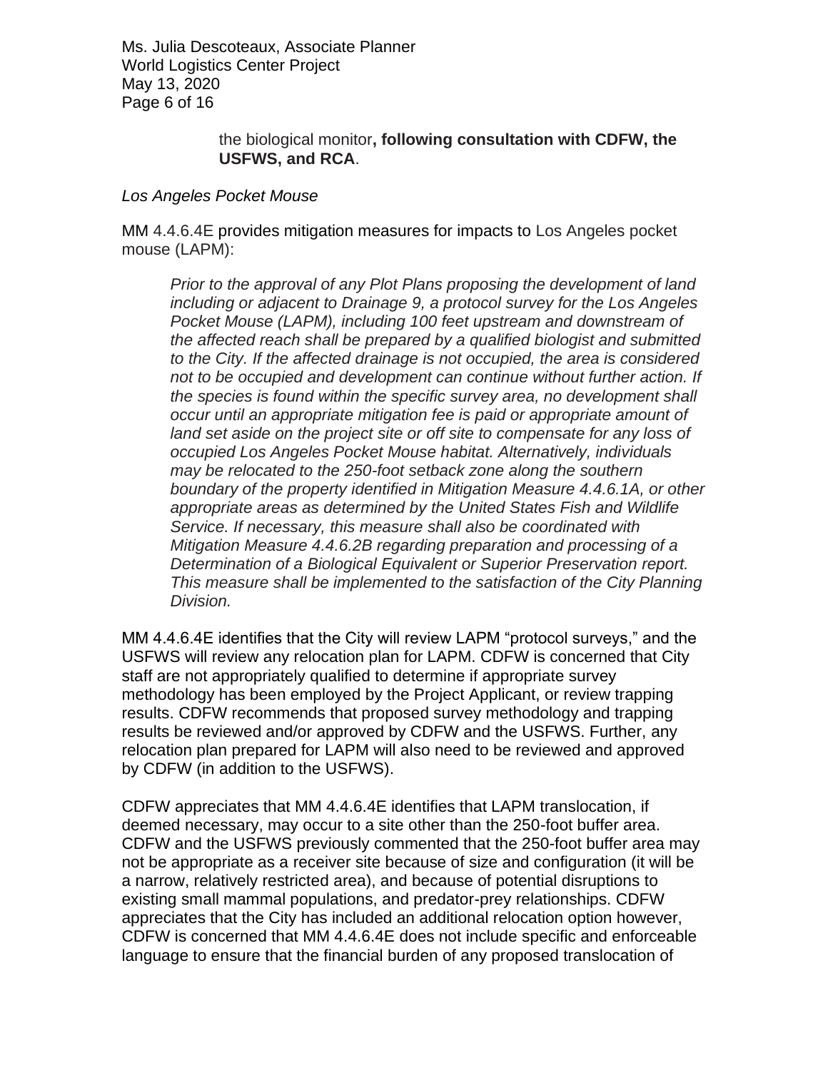> the biological monitor**, following consultation with CDFW, the USFWS, and RCA**.

*Los Angeles Pocket Mouse*

MM 4.4.6.4E provides mitigation measures for impacts to Los Angeles pocket mouse (LAPM):

> *Prior to the approval of any Plot Plans proposing the development of land including or adjacent to Drainage 9, a protocol survey for the Los Angeles Pocket Mouse (LAPM), including 100 feet upstream and downstream of the affected reach shall be prepared by a qualified biologist and submitted to the City. If the affected drainage is not occupied, the area is considered not to be occupied and development can continue without further action. If the species is found within the specific survey area, no development shall occur until an appropriate mitigation fee is paid or appropriate amount of land set aside on the project site or off site to compensate for any loss of occupied Los Angeles Pocket Mouse habitat. Alternatively, individuals may be relocated to the 250-foot setback zone along the southern boundary of the property identified in Mitigation Measure 4.4.6.1A, or other appropriate areas as determined by the United States Fish and Wildlife Service. If necessary, this measure shall also be coordinated with Mitigation Measure 4.4.6.2B regarding preparation and processing of a Determination of a Biological Equivalent or Superior Preservation report. This measure shall be implemented to the satisfaction of the City Planning Division.*

MM 4.4.6.4E identifies that the City will review LAPM "protocol surveys," and the USFWS will review any relocation plan for LAPM. CDFW is concerned that City staff are not appropriately qualified to determine if appropriate survey methodology has been employed by the Project Applicant, or review trapping results. CDFW recommends that proposed survey methodology and trapping results be reviewed and/or approved by CDFW and the USFWS. Further, any relocation plan prepared for LAPM will also need to be reviewed and approved by CDFW (in addition to the USFWS).

CDFW appreciates that MM 4.4.6.4E identifies that LAPM translocation, if deemed necessary, may occur to a site other than the 250-foot buffer area. CDFW and the USFWS previously commented that the 250-foot buffer area may not be appropriate as a receiver site because of size and configuration (it will be a narrow, relatively restricted area), and because of potential disruptions to existing small mammal populations, and predator-prey relationships. CDFW appreciates that the City has included an additional relocation option however, CDFW is concerned that MM 4.4.6.4E does not include specific and enforceable language to ensure that the financial burden of any proposed translocation of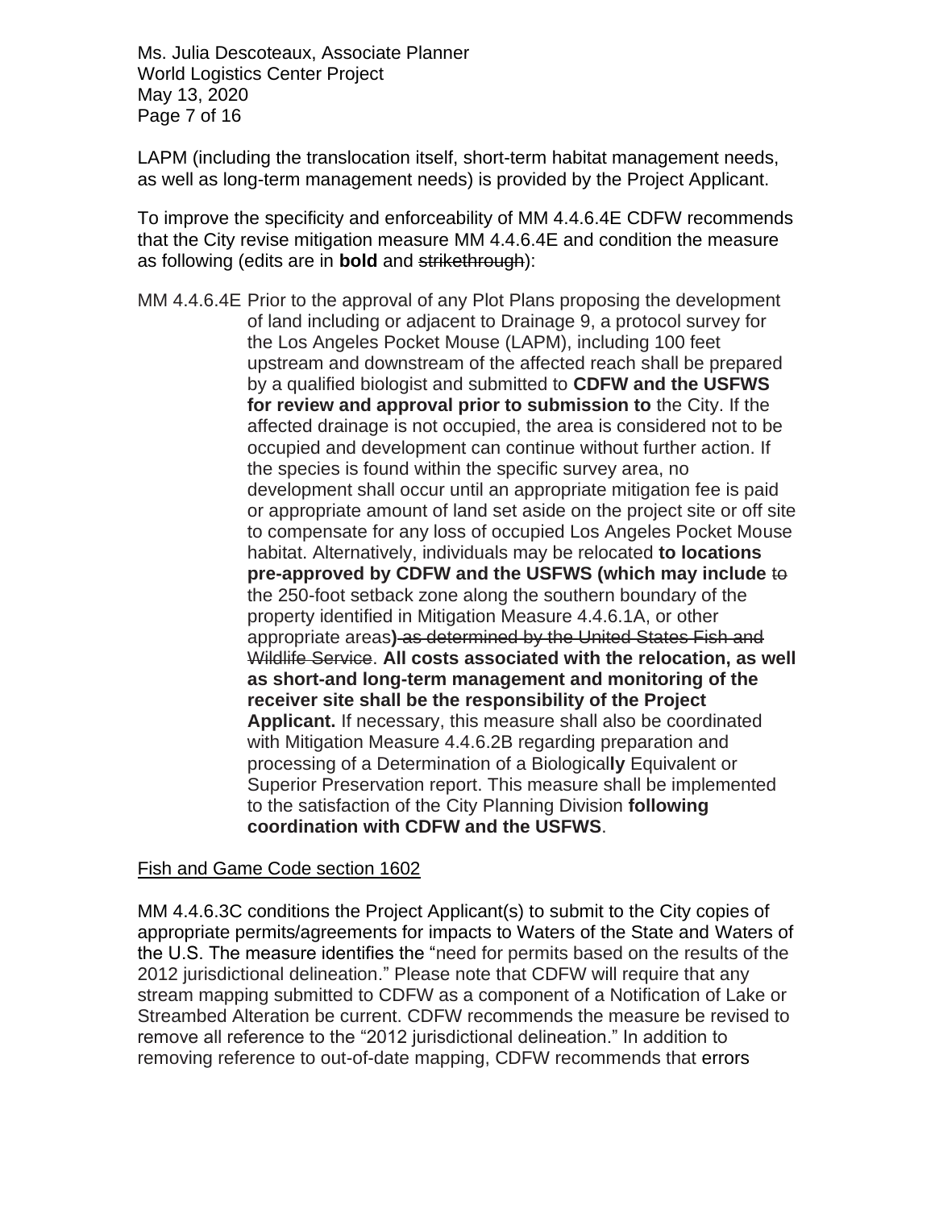LAPM (including the translocation itself, short-term habitat management needs, as well as long-term management needs) is provided by the Project Applicant.

To improve the specificity and enforceability of MM 4.4.6.4E CDFW recommends that the City revise mitigation measure MM 4.4.6.4E and condition the measure as following (edits are in **bold** and ~~strikethrough~~):

MM 4.4.6.4E Prior to the approval of any Plot Plans proposing the development of land including or adjacent to Drainage 9, a protocol survey for the Los Angeles Pocket Mouse (LAPM), including 100 feet upstream and downstream of the affected reach shall be prepared by a qualified biologist and submitted to **CDFW and the USFWS for review and approval prior to submission to** the City. If the affected drainage is not occupied, the area is considered not to be occupied and development can continue without further action. If the species is found within the specific survey area, no development shall occur until an appropriate mitigation fee is paid or appropriate amount of land set aside on the project site or off site to compensate for any loss of occupied Los Angeles Pocket Mouse habitat. Alternatively, individuals may be relocated **to locations pre-approved by CDFW and the USFWS (which may include** ~~to~~ the 250-foot setback zone along the southern boundary of the property identified in Mitigation Measure 4.4.6.1A, or other appropriate areas**)** ~~as determined by the United States Fish and Wildlife Service~~. **All costs associated with the relocation, as well as short-and long-term management and monitoring of the receiver site shall be the responsibility of the Project Applicant.** If necessary, this measure shall also be coordinated with Mitigation Measure 4.4.6.2B regarding preparation and processing of a Determination of a Biological**ly** Equivalent or Superior Preservation report. This measure shall be implemented to the satisfaction of the City Planning Division **following coordination with CDFW and the USFWS**.

Fish and Game Code section 1602

MM 4.4.6.3C conditions the Project Applicant(s) to submit to the City copies of appropriate permits/agreements for impacts to Waters of the State and Waters of the U.S. The measure identifies the "need for permits based on the results of the 2012 jurisdictional delineation." Please note that CDFW will require that any stream mapping submitted to CDFW as a component of a Notification of Lake or Streambed Alteration be current. CDFW recommends the measure be revised to remove all reference to the "2012 jurisdictional delineation." In addition to removing reference to out-of-date mapping, CDFW recommends that errors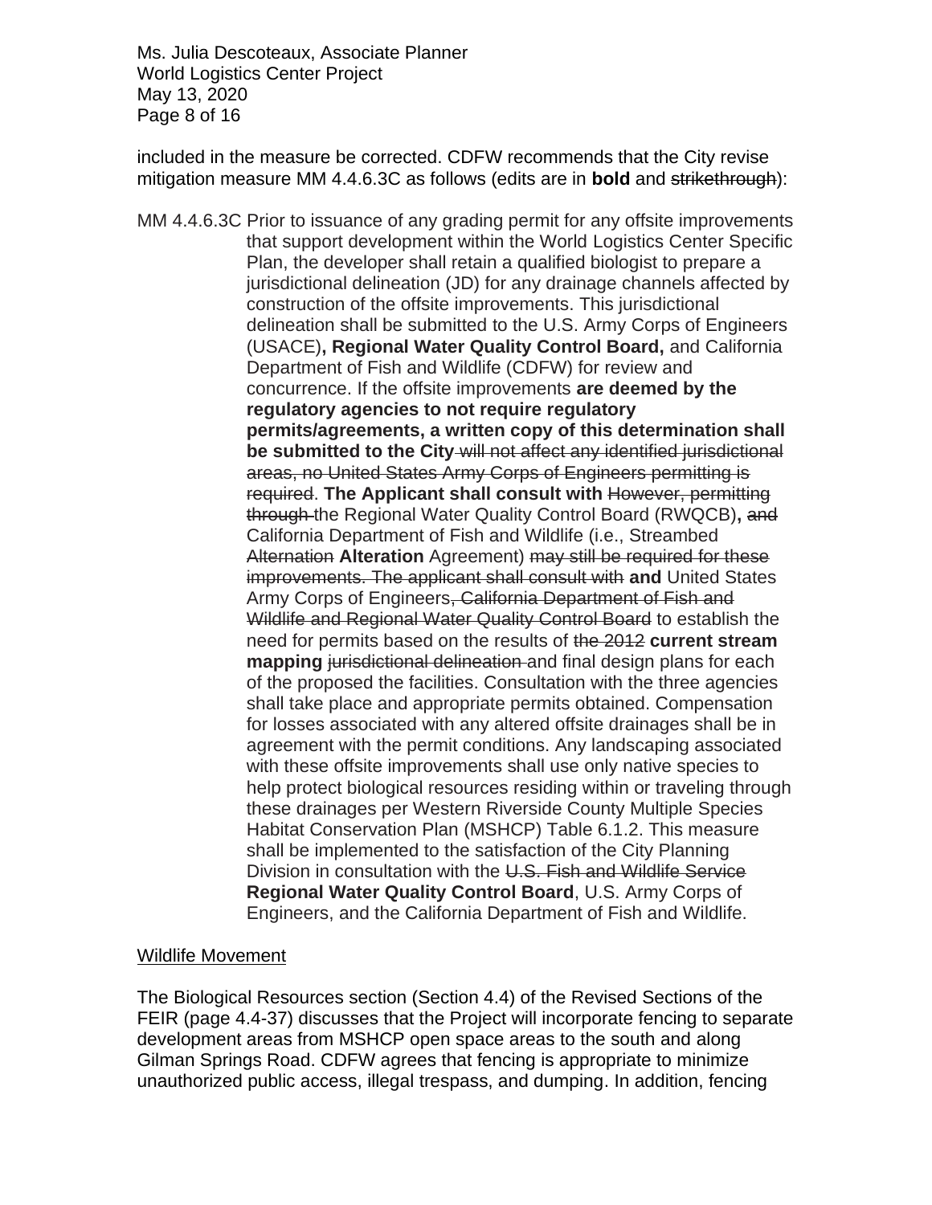included in the measure be corrected. CDFW recommends that the City revise mitigation measure MM 4.4.6.3C as follows (edits are in **bold** and ~~strikethrough~~):

MM 4.4.6.3C Prior to issuance of any grading permit for any offsite improvements that support development within the World Logistics Center Specific Plan, the developer shall retain a qualified biologist to prepare a jurisdictional delineation (JD) for any drainage channels affected by construction of the offsite improvements. This jurisdictional delineation shall be submitted to the U.S. Army Corps of Engineers (USACE)**, Regional Water Quality Control Board,** and California Department of Fish and Wildlife (CDFW) for review and concurrence. If the offsite improvements **are deemed by the regulatory agencies to not require regulatory permits/agreements, a written copy of this determination shall be submitted to the City** ~~will not affect any identified jurisdictional areas, no United States Army Corps of Engineers permitting is required~~. **The Applicant shall consult with** ~~However, permitting through~~ the Regional Water Quality Control Board (RWQCB)**,** ~~and~~ California Department of Fish and Wildlife (i.e., Streambed ~~Alternation~~ **Alteration** Agreement) ~~may still be required for these improvements. The applicant shall consult with~~ **and** United States Army Corps of Engineers~~, California Department of Fish and Wildlife and Regional Water Quality Control Board~~ to establish the need for permits based on the results of ~~the 2012~~ **current stream mapping** ~~jurisdictional delineation~~ and final design plans for each of the proposed the facilities. Consultation with the three agencies shall take place and appropriate permits obtained. Compensation for losses associated with any altered offsite drainages shall be in agreement with the permit conditions. Any landscaping associated with these offsite improvements shall use only native species to help protect biological resources residing within or traveling through these drainages per Western Riverside County Multiple Species Habitat Conservation Plan (MSHCP) Table 6.1.2. This measure shall be implemented to the satisfaction of the City Planning Division in consultation with the ~~U.S. Fish and Wildlife Service~~ **Regional Water Quality Control Board**, U.S. Army Corps of Engineers, and the California Department of Fish and Wildlife.

Wildlife Movement

The Biological Resources section (Section 4.4) of the Revised Sections of the FEIR (page 4.4-37) discusses that the Project will incorporate fencing to separate development areas from MSHCP open space areas to the south and along Gilman Springs Road. CDFW agrees that fencing is appropriate to minimize unauthorized public access, illegal trespass, and dumping. In addition, fencing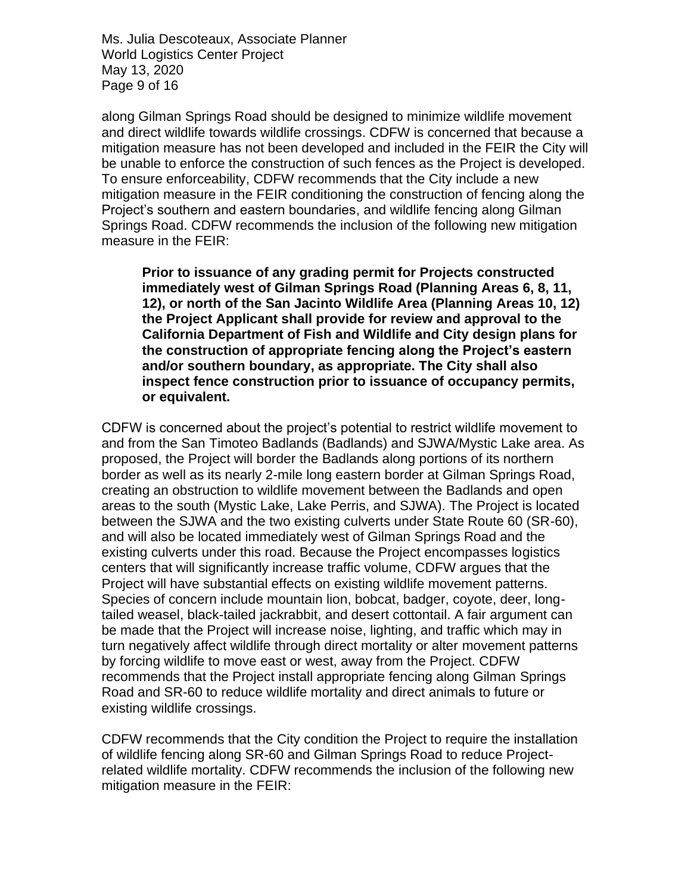along Gilman Springs Road should be designed to minimize wildlife movement and direct wildlife towards wildlife crossings. CDFW is concerned that because a mitigation measure has not been developed and included in the FEIR the City will be unable to enforce the construction of such fences as the Project is developed. To ensure enforceability, CDFW recommends that the City include a new mitigation measure in the FEIR conditioning the construction of fencing along the Project's southern and eastern boundaries, and wildlife fencing along Gilman Springs Road. CDFW recommends the inclusion of the following new mitigation measure in the FEIR:

> **Prior to issuance of any grading permit for Projects constructed immediately west of Gilman Springs Road (Planning Areas 6, 8, 11, 12), or north of the San Jacinto Wildlife Area (Planning Areas 10, 12) the Project Applicant shall provide for review and approval to the California Department of Fish and Wildlife and City design plans for the construction of appropriate fencing along the Project's eastern and/or southern boundary, as appropriate. The City shall also inspect fence construction prior to issuance of occupancy permits, or equivalent.**

CDFW is concerned about the project's potential to restrict wildlife movement to and from the San Timoteo Badlands (Badlands) and SJWA/Mystic Lake area. As proposed, the Project will border the Badlands along portions of its northern border as well as its nearly 2-mile long eastern border at Gilman Springs Road, creating an obstruction to wildlife movement between the Badlands and open areas to the south (Mystic Lake, Lake Perris, and SJWA). The Project is located between the SJWA and the two existing culverts under State Route 60 (SR-60), and will also be located immediately west of Gilman Springs Road and the existing culverts under this road. Because the Project encompasses logistics centers that will significantly increase traffic volume, CDFW argues that the Project will have substantial effects on existing wildlife movement patterns. Species of concern include mountain lion, bobcat, badger, coyote, deer, long-tailed weasel, black-tailed jackrabbit, and desert cottontail. A fair argument can be made that the Project will increase noise, lighting, and traffic which may in turn negatively affect wildlife through direct mortality or alter movement patterns by forcing wildlife to move east or west, away from the Project. CDFW recommends that the Project install appropriate fencing along Gilman Springs Road and SR-60 to reduce wildlife mortality and direct animals to future or existing wildlife crossings.

CDFW recommends that the City condition the Project to require the installation of wildlife fencing along SR-60 and Gilman Springs Road to reduce Project-related wildlife mortality. CDFW recommends the inclusion of the following new mitigation measure in the FEIR: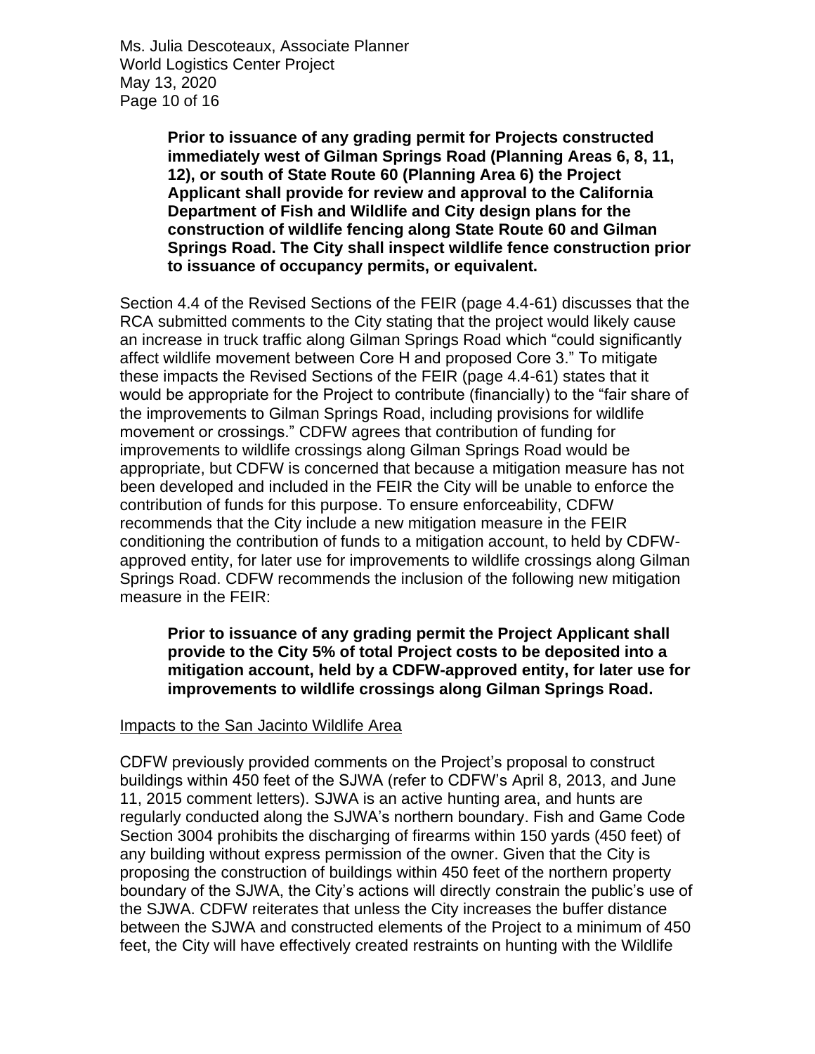> **Prior to issuance of any grading permit for Projects constructed immediately west of Gilman Springs Road (Planning Areas 6, 8, 11, 12), or south of State Route 60 (Planning Area 6) the Project Applicant shall provide for review and approval to the California Department of Fish and Wildlife and City design plans for the construction of wildlife fencing along State Route 60 and Gilman Springs Road. The City shall inspect wildlife fence construction prior to issuance of occupancy permits, or equivalent.**

Section 4.4 of the Revised Sections of the FEIR (page 4.4-61) discusses that the RCA submitted comments to the City stating that the project would likely cause an increase in truck traffic along Gilman Springs Road which "could significantly affect wildlife movement between Core H and proposed Core 3." To mitigate these impacts the Revised Sections of the FEIR (page 4.4-61) states that it would be appropriate for the Project to contribute (financially) to the "fair share of the improvements to Gilman Springs Road, including provisions for wildlife movement or crossings." CDFW agrees that contribution of funding for improvements to wildlife crossings along Gilman Springs Road would be appropriate, but CDFW is concerned that because a mitigation measure has not been developed and included in the FEIR the City will be unable to enforce the contribution of funds for this purpose. To ensure enforceability, CDFW recommends that the City include a new mitigation measure in the FEIR conditioning the contribution of funds to a mitigation account, to held by CDFW-approved entity, for later use for improvements to wildlife crossings along Gilman Springs Road. CDFW recommends the inclusion of the following new mitigation measure in the FEIR:

> **Prior to issuance of any grading permit the Project Applicant shall provide to the City 5% of total Project costs to be deposited into a mitigation account, held by a CDFW-approved entity, for later use for improvements to wildlife crossings along Gilman Springs Road.**

Impacts to the San Jacinto Wildlife Area

CDFW previously provided comments on the Project's proposal to construct buildings within 450 feet of the SJWA (refer to CDFW's April 8, 2013, and June 11, 2015 comment letters). SJWA is an active hunting area, and hunts are regularly conducted along the SJWA's northern boundary. Fish and Game Code Section 3004 prohibits the discharging of firearms within 150 yards (450 feet) of any building without express permission of the owner. Given that the City is proposing the construction of buildings within 450 feet of the northern property boundary of the SJWA, the City's actions will directly constrain the public's use of the SJWA. CDFW reiterates that unless the City increases the buffer distance between the SJWA and constructed elements of the Project to a minimum of 450 feet, the City will have effectively created restraints on hunting with the Wildlife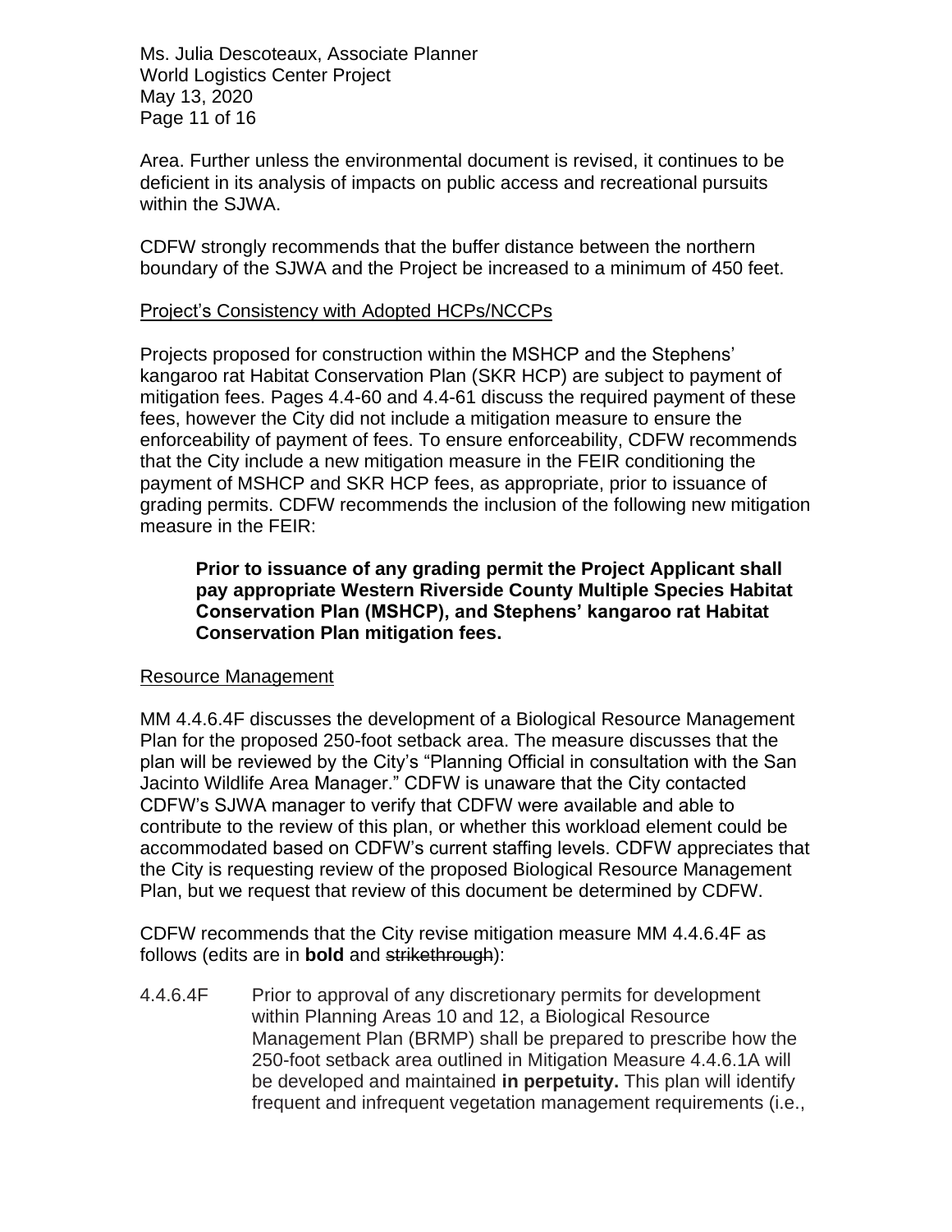Area. Further unless the environmental document is revised, it continues to be deficient in its analysis of impacts on public access and recreational pursuits within the SJWA.

CDFW strongly recommends that the buffer distance between the northern boundary of the SJWA and the Project be increased to a minimum of 450 feet.

<u>Project's Consistency with Adopted HCPs/NCCPs</u>

Projects proposed for construction within the MSHCP and the Stephens' kangaroo rat Habitat Conservation Plan (SKR HCP) are subject to payment of mitigation fees. Pages 4.4-60 and 4.4-61 discuss the required payment of these fees, however the City did not include a mitigation measure to ensure the enforceability of payment of fees. To ensure enforceability, CDFW recommends that the City include a new mitigation measure in the FEIR conditioning the payment of MSHCP and SKR HCP fees, as appropriate, prior to issuance of grading permits. CDFW recommends the inclusion of the following new mitigation measure in the FEIR:

> **Prior to issuance of any grading permit the Project Applicant shall pay appropriate Western Riverside County Multiple Species Habitat Conservation Plan (MSHCP), and Stephens' kangaroo rat Habitat Conservation Plan mitigation fees.**

<u>Resource Management</u>

MM 4.4.6.4F discusses the development of a Biological Resource Management Plan for the proposed 250-foot setback area. The measure discusses that the plan will be reviewed by the City's "Planning Official in consultation with the San Jacinto Wildlife Area Manager." CDFW is unaware that the City contacted CDFW's SJWA manager to verify that CDFW were available and able to contribute to the review of this plan, or whether this workload element could be accommodated based on CDFW's current staffing levels. CDFW appreciates that the City is requesting review of the proposed Biological Resource Management Plan, but we request that review of this document be determined by CDFW.

CDFW recommends that the City revise mitigation measure MM 4.4.6.4F as follows (edits are in **bold** and ~~strikethrough~~):

4.4.6.4F Prior to approval of any discretionary permits for development within Planning Areas 10 and 12, a Biological Resource Management Plan (BRMP) shall be prepared to prescribe how the 250-foot setback area outlined in Mitigation Measure 4.4.6.1A will be developed and maintained **in perpetuity.** This plan will identify frequent and infrequent vegetation management requirements (i.e.,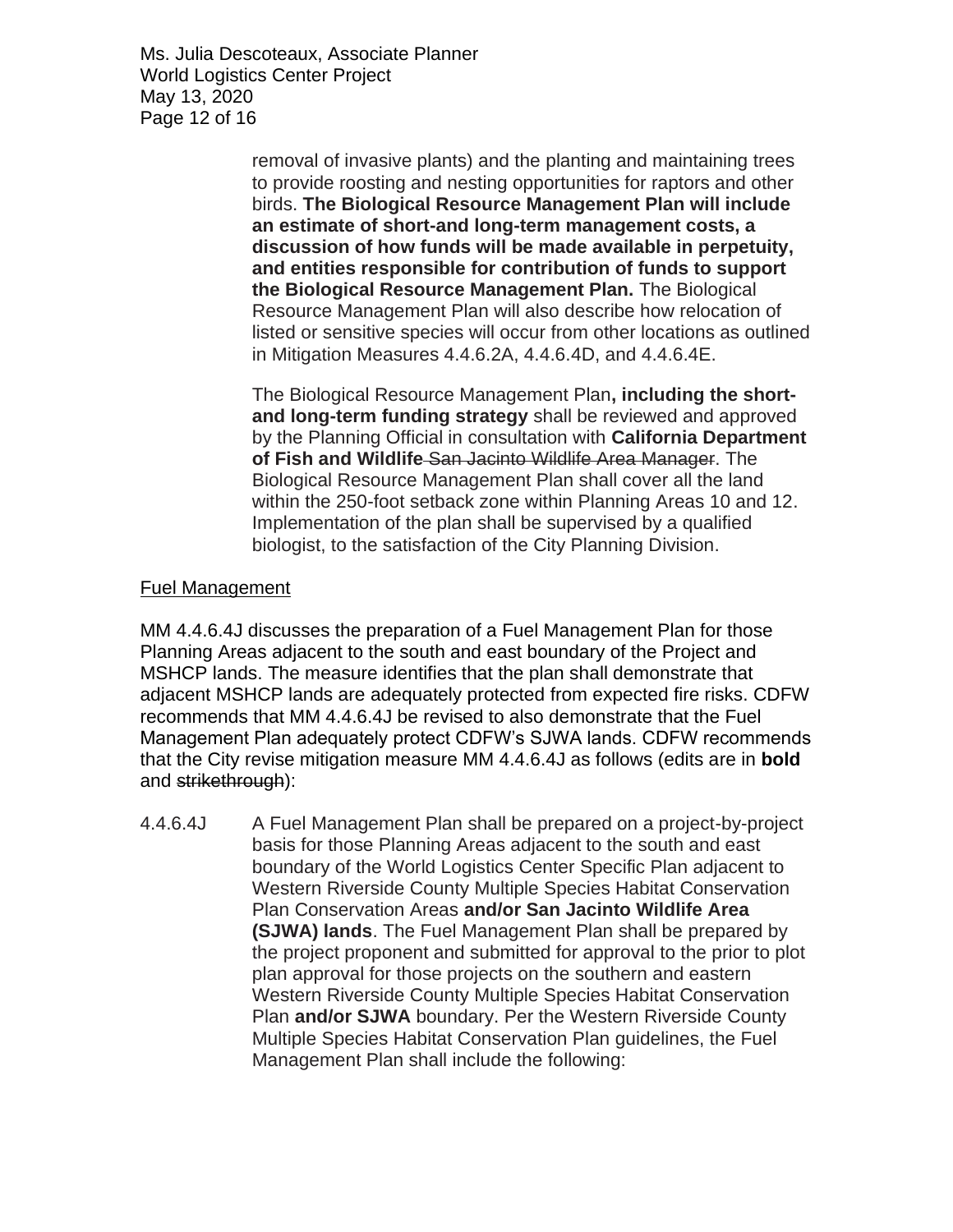removal of invasive plants) and the planting and maintaining trees to provide roosting and nesting opportunities for raptors and other birds. **The Biological Resource Management Plan will include an estimate of short-and long-term management costs, a discussion of how funds will be made available in perpetuity, and entities responsible for contribution of funds to support the Biological Resource Management Plan.** The Biological Resource Management Plan will also describe how relocation of listed or sensitive species will occur from other locations as outlined in Mitigation Measures 4.4.6.2A, 4.4.6.4D, and 4.4.6.4E.

The Biological Resource Management Plan**, including the short- and long-term funding strategy** shall be reviewed and approved by the Planning Official in consultation with **California Department of Fish and Wildlife** ~~San Jacinto Wildlife Area Manager~~. The Biological Resource Management Plan shall cover all the land within the 250-foot setback zone within Planning Areas 10 and 12. Implementation of the plan shall be supervised by a qualified biologist, to the satisfaction of the City Planning Division.

<u>Fuel Management</u>

MM 4.4.6.4J discusses the preparation of a Fuel Management Plan for those Planning Areas adjacent to the south and east boundary of the Project and MSHCP lands. The measure identifies that the plan shall demonstrate that adjacent MSHCP lands are adequately protected from expected fire risks. CDFW recommends that MM 4.4.6.4J be revised to also demonstrate that the Fuel Management Plan adequately protect CDFW's SJWA lands. CDFW recommends that the City revise mitigation measure MM 4.4.6.4J as follows (edits are in **bold** and ~~strikethrough~~):

4.4.6.4J A Fuel Management Plan shall be prepared on a project-by-project basis for those Planning Areas adjacent to the south and east boundary of the World Logistics Center Specific Plan adjacent to Western Riverside County Multiple Species Habitat Conservation Plan Conservation Areas **and/or San Jacinto Wildlife Area (SJWA) lands**. The Fuel Management Plan shall be prepared by the project proponent and submitted for approval to the prior to plot plan approval for those projects on the southern and eastern Western Riverside County Multiple Species Habitat Conservation Plan **and/or SJWA** boundary. Per the Western Riverside County Multiple Species Habitat Conservation Plan guidelines, the Fuel Management Plan shall include the following: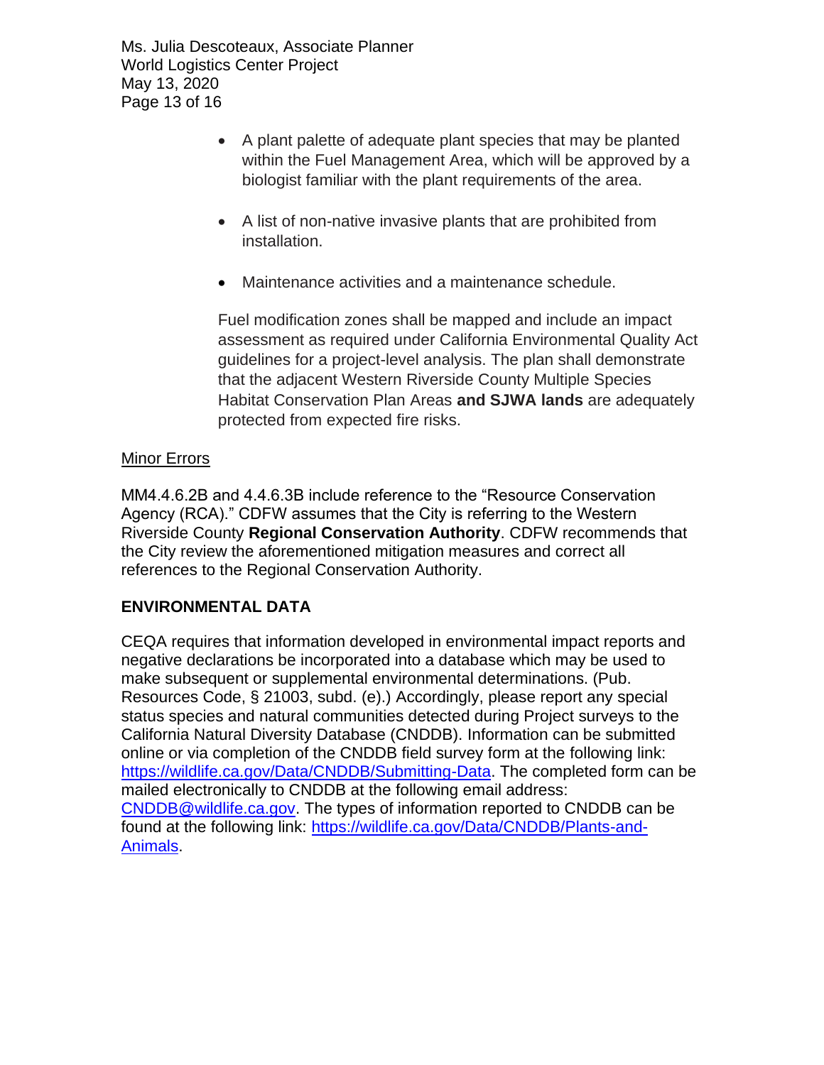- A plant palette of adequate plant species that may be planted within the Fuel Management Area, which will be approved by a biologist familiar with the plant requirements of the area.

- A list of non-native invasive plants that are prohibited from installation.

- Maintenance activities and a maintenance schedule.

Fuel modification zones shall be mapped and include an impact assessment as required under California Environmental Quality Act guidelines for a project-level analysis. The plan shall demonstrate that the adjacent Western Riverside County Multiple Species Habitat Conservation Plan Areas **and SJWA lands** are adequately protected from expected fire risks.

Minor Errors

MM4.4.6.2B and 4.4.6.3B include reference to the "Resource Conservation Agency (RCA)." CDFW assumes that the City is referring to the Western Riverside County **Regional Conservation Authority**. CDFW recommends that the City review the aforementioned mitigation measures and correct all references to the Regional Conservation Authority.

## ENVIRONMENTAL DATA

CEQA requires that information developed in environmental impact reports and negative declarations be incorporated into a database which may be used to make subsequent or supplemental environmental determinations. (Pub. Resources Code, § 21003, subd. (e).) Accordingly, please report any special status species and natural communities detected during Project surveys to the California Natural Diversity Database (CNDDB). Information can be submitted online or via completion of the CNDDB field survey form at the following link: https://wildlife.ca.gov/Data/CNDDB/Submitting-Data. The completed form can be mailed electronically to CNDDB at the following email address: CNDDB@wildlife.ca.gov. The types of information reported to CNDDB can be found at the following link: https://wildlife.ca.gov/Data/CNDDB/Plants-and-Animals.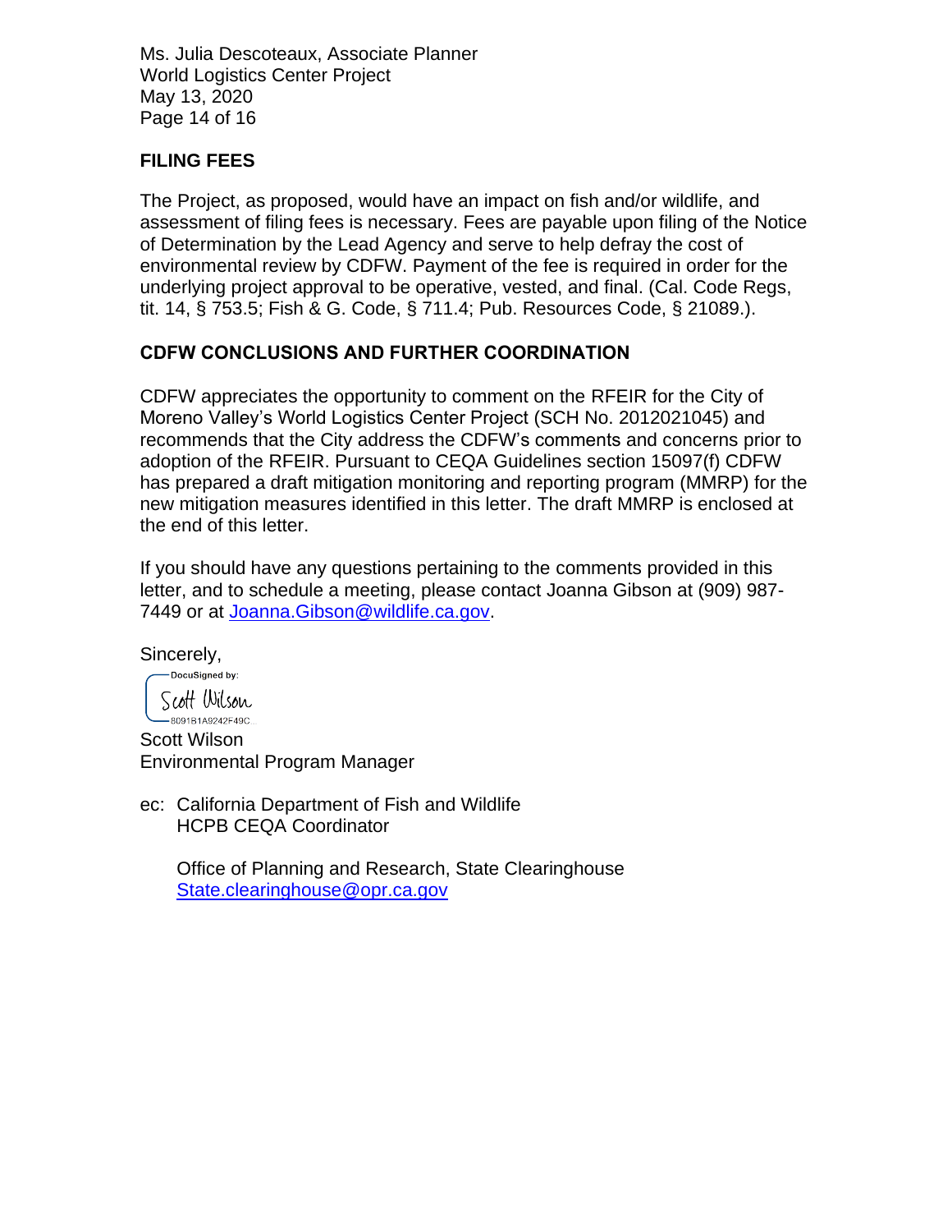## FILING FEES

The Project, as proposed, would have an impact on fish and/or wildlife, and assessment of filing fees is necessary. Fees are payable upon filing of the Notice of Determination by the Lead Agency and serve to help defray the cost of environmental review by CDFW. Payment of the fee is required in order for the underlying project approval to be operative, vested, and final. (Cal. Code Regs, tit. 14, § 753.5; Fish & G. Code, § 711.4; Pub. Resources Code, § 21089.).

## CDFW CONCLUSIONS AND FURTHER COORDINATION

CDFW appreciates the opportunity to comment on the RFEIR for the City of Moreno Valley's World Logistics Center Project (SCH No. 2012021045) and recommends that the City address the CDFW's comments and concerns prior to adoption of the RFEIR. Pursuant to CEQA Guidelines section 15097(f) CDFW has prepared a draft mitigation monitoring and reporting program (MMRP) for the new mitigation measures identified in this letter. The draft MMRP is enclosed at the end of this letter.

If you should have any questions pertaining to the comments provided in this letter, and to schedule a meeting, please contact Joanna Gibson at (909) 987-7449 or at Joanna.Gibson@wildlife.ca.gov.

Sincerely,

DocuSigned by:
Scott Wilson
8091B1A9242F49C...

Scott Wilson
Environmental Program Manager

ec: California Department of Fish and Wildlife
HCPB CEQA Coordinator

Office of Planning and Research, State Clearinghouse
State.clearinghouse@opr.ca.gov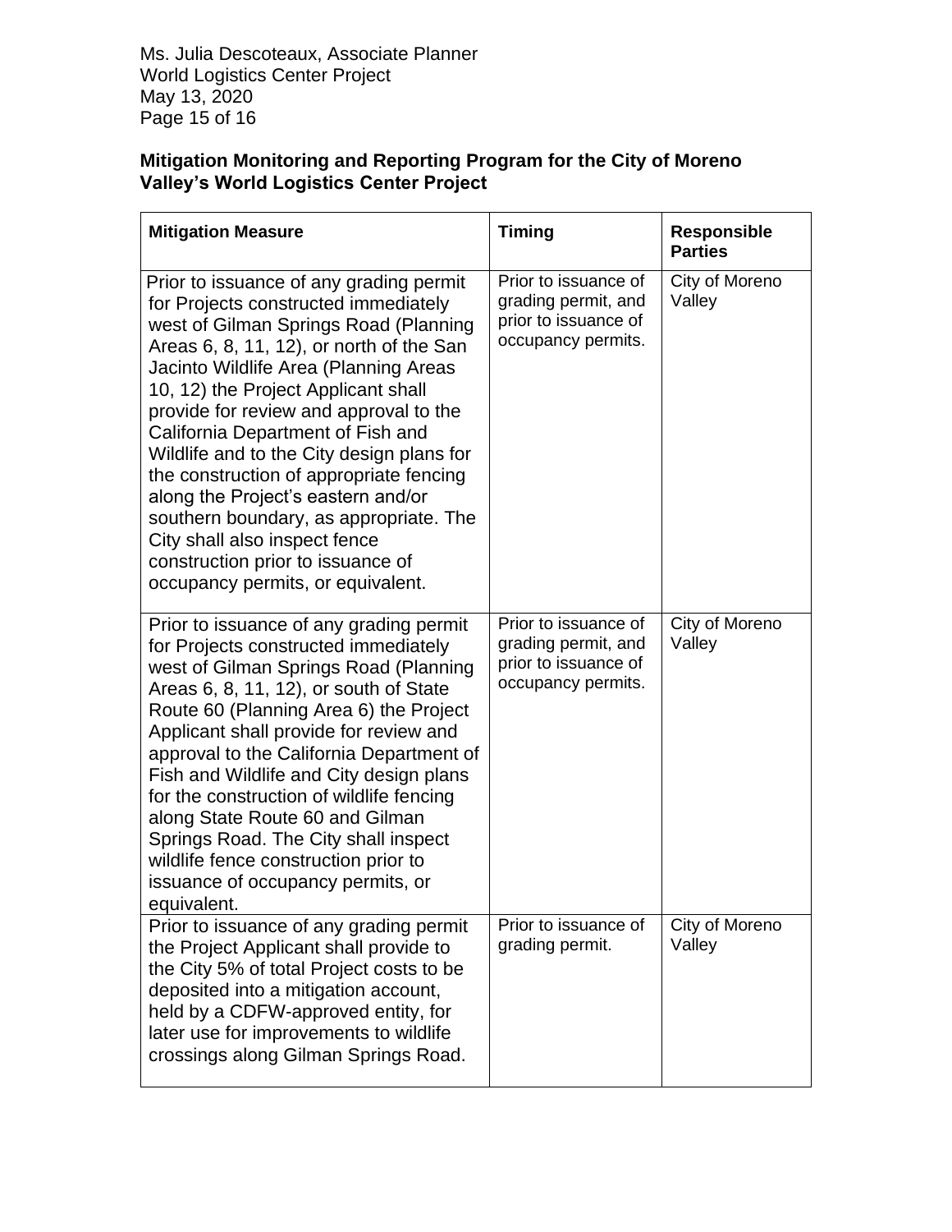Ms. Julia Descoteaux, Associate Planner
World Logistics Center Project
May 13, 2020

**Mitigation Monitoring and Reporting Program for the City of Moreno Valley's World Logistics Center Project**

| Mitigation Measure | Timing | Responsible Parties |
|---|---|---|
| Prior to issuance of any grading permit for Projects constructed immediately west of Gilman Springs Road (Planning Areas 6, 8, 11, 12), or north of the San Jacinto Wildlife Area (Planning Areas 10, 12) the Project Applicant shall provide for review and approval to the California Department of Fish and Wildlife and to the City design plans for the construction of appropriate fencing along the Project's eastern and/or southern boundary, as appropriate. The City shall also inspect fence construction prior to issuance of occupancy permits, or equivalent. | Prior to issuance of grading permit, and prior to issuance of occupancy permits. | City of Moreno Valley |
| Prior to issuance of any grading permit for Projects constructed immediately west of Gilman Springs Road (Planning Areas 6, 8, 11, 12), or south of State Route 60 (Planning Area 6) the Project Applicant shall provide for review and approval to the California Department of Fish and Wildlife and City design plans for the construction of wildlife fencing along State Route 60 and Gilman Springs Road. The City shall inspect wildlife fence construction prior to issuance of occupancy permits, or equivalent. | Prior to issuance of grading permit, and prior to issuance of occupancy permits. | City of Moreno Valley |
| Prior to issuance of any grading permit the Project Applicant shall provide to the City 5% of total Project costs to be deposited into a mitigation account, held by a CDFW-approved entity, for later use for improvements to wildlife crossings along Gilman Springs Road. | Prior to issuance of grading permit. | City of Moreno Valley |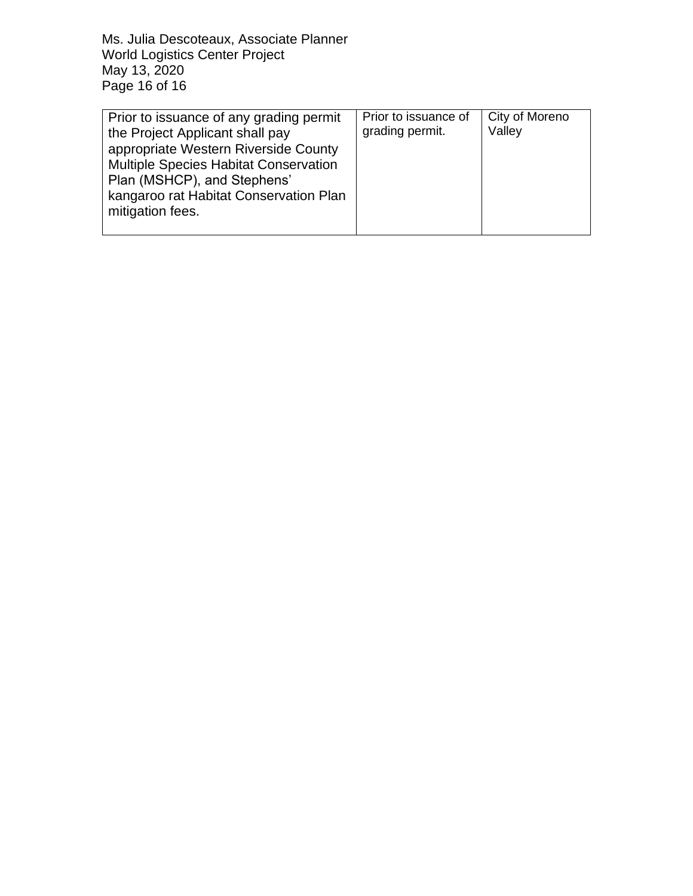| | | |
|---|---|---|
| Prior to issuance of any grading permit the Project Applicant shall pay appropriate Western Riverside County Multiple Species Habitat Conservation Plan (MSHCP), and Stephens' kangaroo rat Habitat Conservation Plan mitigation fees. | Prior to issuance of grading permit. | City of Moreno Valley |